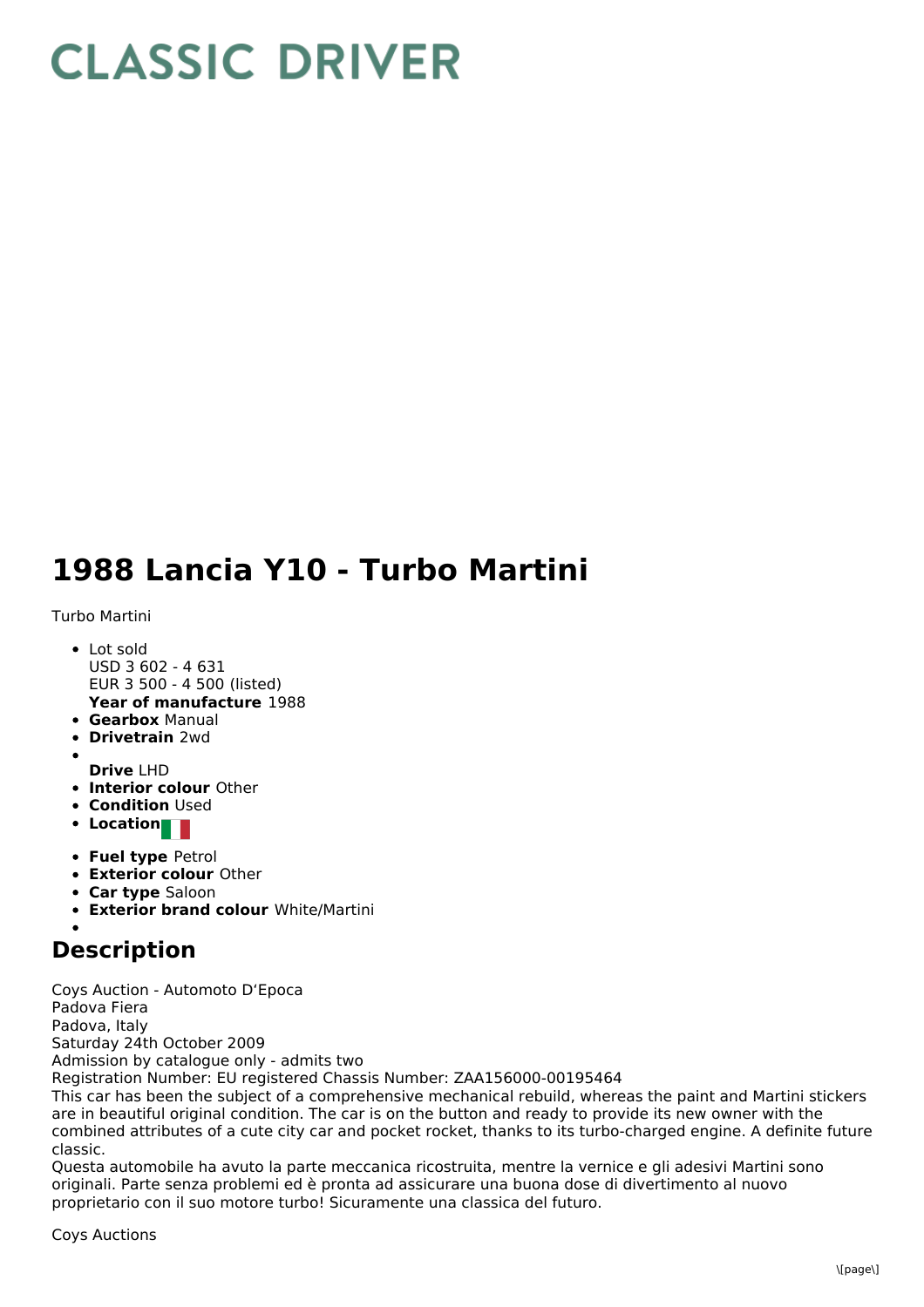# CLASSIC DRIVER

# 1988 Lancia Y10 - Turbo Martini

Turbo Martini

- Lot sold
  USD 3 602 - 4 631
  EUR 3 500 - 4 500 (listed)
  **Year of manufacture** 1988
- **Gearbox** Manual
- **Drivetrain** 2wd
- 
  **Drive** LHD
- **Interior colour** Other
- **Condition** Used
- **Location**
- **Fuel type** Petrol
- **Exterior colour** Other
- **Car type** Saloon
- **Exterior brand colour** White/Martini
- 

## Description

Coys Auction - Automoto D'Epoca
Padova Fiera
Padova, Italy
Saturday 24th October 2009
Admission by catalogue only - admits two
Registration Number: EU registered Chassis Number: ZAA156000-00195464
This car has been the subject of a comprehensive mechanical rebuild, whereas the paint and Martini stickers are in beautiful original condition. The car is on the button and ready to provide its new owner with the combined attributes of a cute city car and pocket rocket, thanks to its turbo-charged engine. A definite future classic.
Questa automobile ha avuto la parte meccanica ricostruita, mentre la vernice e gli adesivi Martini sono originali. Parte senza problemi ed è pronta ad assicurare una buona dose di divertimento al nuovo proprietario con il suo motore turbo! Sicuramente una classica del futuro.

Coys Auctions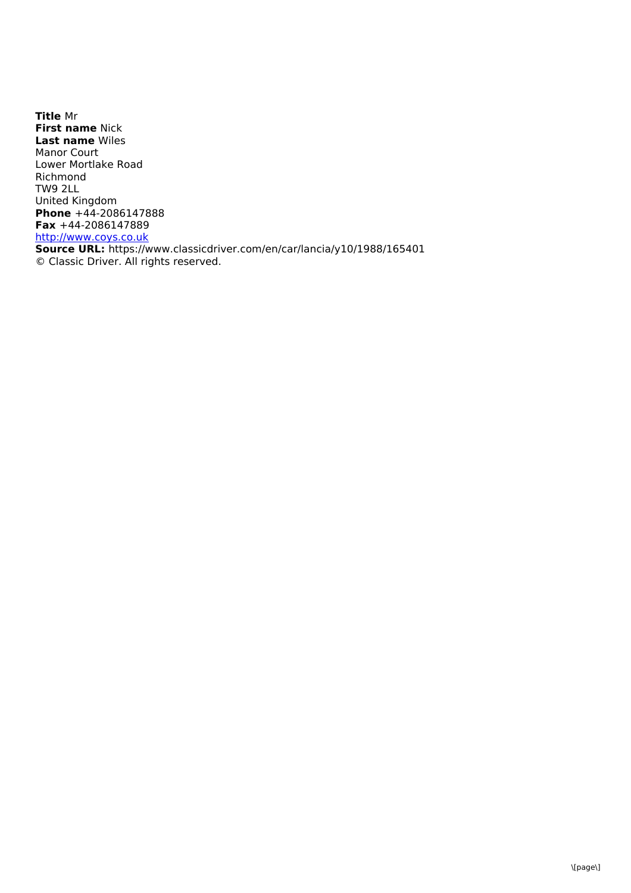**Title** Mr
**First name** Nick
**Last name** Wiles
Manor Court
Lower Mortlake Road
Richmond
TW9 2LL
United Kingdom
**Phone** +44-2086147888
**Fax** +44-2086147889
http://www.coys.co.uk
**Source URL:** https://www.classicdriver.com/en/car/lancia/y10/1988/165401
© Classic Driver. All rights reserved.